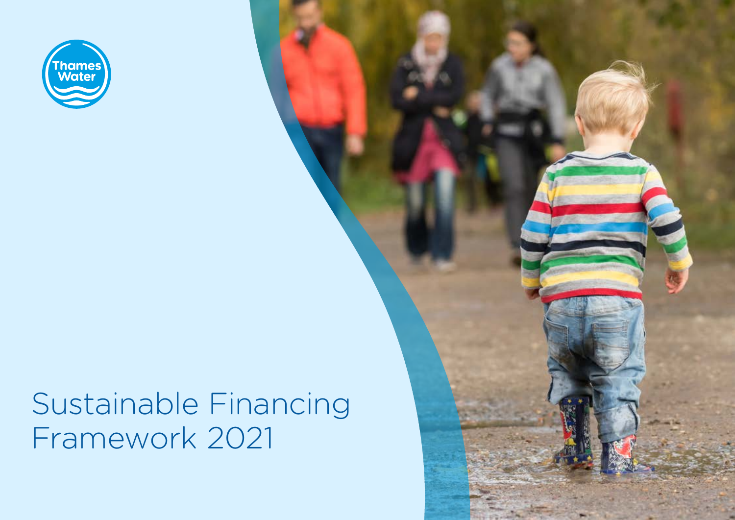Thames Water

# Sustainable Financing Framework 2021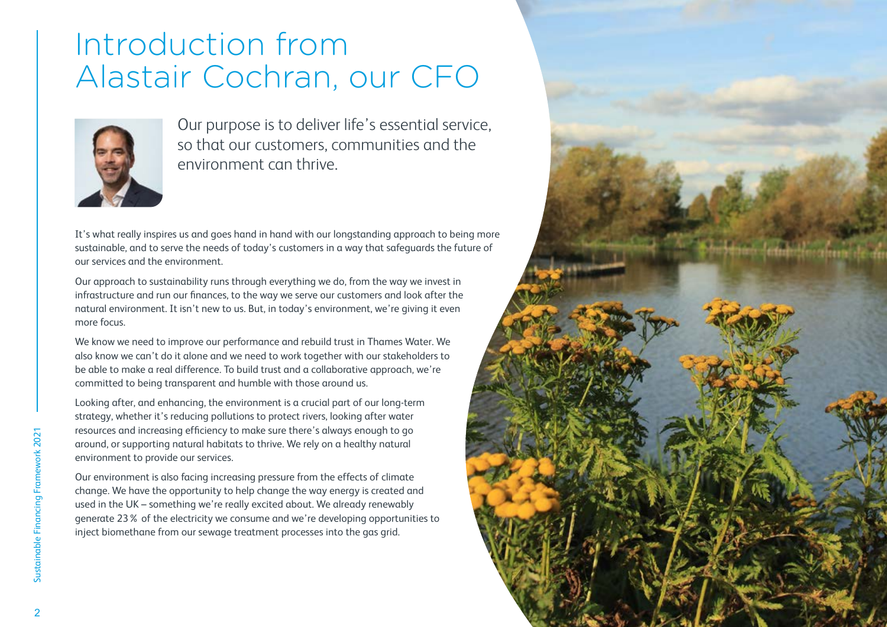# Introduction from Alastair Cochran, our CFO

Our purpose is to deliver life's essential service, so that our customers, communities and the environment can thrive.

It's what really inspires us and goes hand in hand with our longstanding approach to being more sustainable, and to serve the needs of today's customers in a way that safeguards the future of our services and the environment.

Our approach to sustainability runs through everything we do, from the way we invest in infrastructure and run our finances, to the way we serve our customers and look after the natural environment. It isn't new to us. But, in today's environment, we're giving it even more focus.

We know we need to improve our performance and rebuild trust in Thames Water. We also know we can't do it alone and we need to work together with our stakeholders to be able to make a real difference. To build trust and a collaborative approach, we're committed to being transparent and humble with those around us.

Looking after, and enhancing, the environment is a crucial part of our long-term strategy, whether it's reducing pollutions to protect rivers, looking after water resources and increasing efficiency to make sure there's always enough to go around, or supporting natural habitats to thrive. We rely on a healthy natural environment to provide our services.

Our environment is also facing increasing pressure from the effects of climate change. We have the opportunity to help change the way energy is created and used in the UK – something we're really excited about. We already renewably generate 23% of the electricity we consume and we're developing opportunities to inject biomethane from our sewage treatment processes into the gas grid.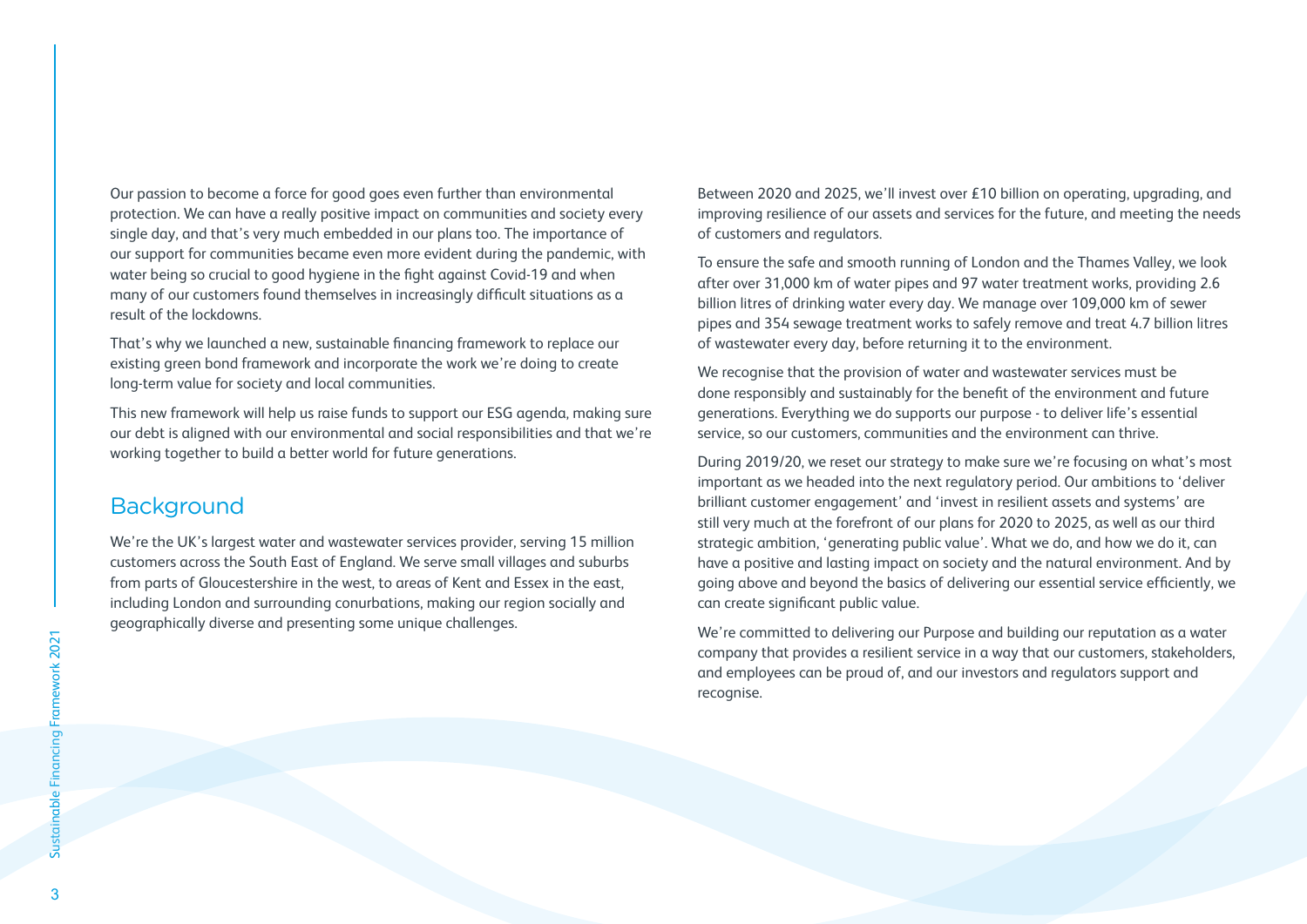Our passion to become a force for good goes even further than environmental protection. We can have a really positive impact on communities and society every single day, and that's very much embedded in our plans too. The importance of our support for communities became even more evident during the pandemic, with water being so crucial to good hygiene in the fight against Covid-19 and when many of our customers found themselves in increasingly difficult situations as a result of the lockdowns.

That's why we launched a new, sustainable financing framework to replace our existing green bond framework and incorporate the work we're doing to create long-term value for society and local communities.

This new framework will help us raise funds to support our ESG agenda, making sure our debt is aligned with our environmental and social responsibilities and that we're working together to build a better world for future generations.

## Background

We're the UK's largest water and wastewater services provider, serving 15 million customers across the South East of England. We serve small villages and suburbs from parts of Gloucestershire in the west, to areas of Kent and Essex in the east, including London and surrounding conurbations, making our region socially and geographically diverse and presenting some unique challenges.

Between 2020 and 2025, we'll invest over £10 billion on operating, upgrading, and improving resilience of our assets and services for the future, and meeting the needs of customers and regulators.

To ensure the safe and smooth running of London and the Thames Valley, we look after over 31,000 km of water pipes and 97 water treatment works, providing 2.6 billion litres of drinking water every day. We manage over 109,000 km of sewer pipes and 354 sewage treatment works to safely remove and treat 4.7 billion litres of wastewater every day, before returning it to the environment.

We recognise that the provision of water and wastewater services must be done responsibly and sustainably for the benefit of the environment and future generations. Everything we do supports our purpose - to deliver life's essential service, so our customers, communities and the environment can thrive.

During 2019/20, we reset our strategy to make sure we're focusing on what's most important as we headed into the next regulatory period. Our ambitions to 'deliver brilliant customer engagement' and 'invest in resilient assets and systems' are still very much at the forefront of our plans for 2020 to 2025, as well as our third strategic ambition, 'generating public value'. What we do, and how we do it, can have a positive and lasting impact on society and the natural environment. And by going above and beyond the basics of delivering our essential service efficiently, we can create significant public value.

We're committed to delivering our Purpose and building our reputation as a water company that provides a resilient service in a way that our customers, stakeholders, and employees can be proud of, and our investors and regulators support and recognise.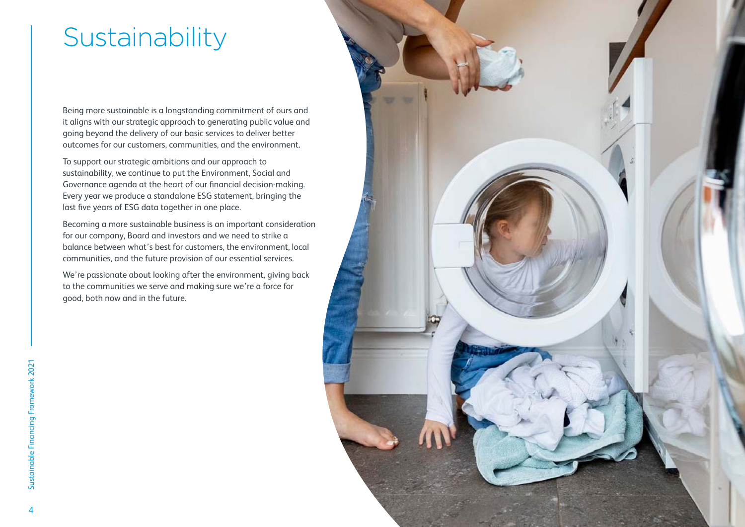# Sustainability

Being more sustainable is a longstanding commitment of ours and it aligns with our strategic approach to generating public value and going beyond the delivery of our basic services to deliver better outcomes for our customers, communities, and the environment.

To support our strategic ambitions and our approach to sustainability, we continue to put the Environment, Social and Governance agenda at the heart of our financial decision-making. Every year we produce a standalone ESG statement, bringing the last five years of ESG data together in one place.

Becoming a more sustainable business is an important consideration for our company, Board and investors and we need to strike a balance between what's best for customers, the environment, local communities, and the future provision of our essential services.

We're passionate about looking after the environment, giving back to the communities we serve and making sure we're a force for good, both now and in the future.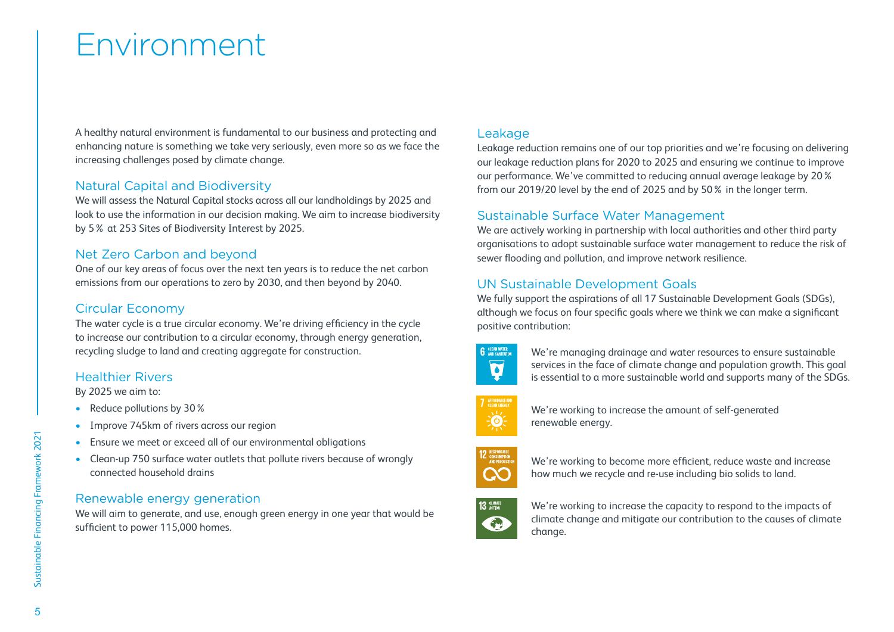# Environment

A healthy natural environment is fundamental to our business and protecting and enhancing nature is something we take very seriously, even more so as we face the increasing challenges posed by climate change.

## Natural Capital and Biodiversity

We will assess the Natural Capital stocks across all our landholdings by 2025 and look to use the information in our decision making. We aim to increase biodiversity by 5% at 253 Sites of Biodiversity Interest by 2025.

## Net Zero Carbon and beyond

One of our key areas of focus over the next ten years is to reduce the net carbon emissions from our operations to zero by 2030, and then beyond by 2040.

## Circular Economy

The water cycle is a true circular economy. We're driving efficiency in the cycle to increase our contribution to a circular economy, through energy generation, recycling sludge to land and creating aggregate for construction.

## Healthier Rivers

By 2025 we aim to:

- Reduce pollutions by 30%
- Improve 745km of rivers across our region
- Ensure we meet or exceed all of our environmental obligations
- Clean-up 750 surface water outlets that pollute rivers because of wrongly connected household drains

## Renewable energy generation

We will aim to generate, and use, enough green energy in one year that would be sufficient to power 115,000 homes.

## Leakage

Leakage reduction remains one of our top priorities and we're focusing on delivering our leakage reduction plans for 2020 to 2025 and ensuring we continue to improve our performance. We've committed to reducing annual average leakage by 20% from our 2019/20 level by the end of 2025 and by 50% in the longer term.

## Sustainable Surface Water Management

We are actively working in partnership with local authorities and other third party organisations to adopt sustainable surface water management to reduce the risk of sewer flooding and pollution, and improve network resilience.

## UN Sustainable Development Goals

We fully support the aspirations of all 17 Sustainable Development Goals (SDGs), although we focus on four specific goals where we think we can make a significant positive contribution:

6 CLEAN WATER AND SANITATION — We're managing drainage and water resources to ensure sustainable services in the face of climate change and population growth. This goal is essential to a more sustainable world and supports many of the SDGs.

7 AFFORDABLE AND CLEAN ENERGY — We're working to increase the amount of self-generated renewable energy.

12 RESPONSIBLE CONSUMPTION AND PRODUCTION — We're working to become more efficient, reduce waste and increase how much we recycle and re-use including bio solids to land.

13 CLIMATE ACTION — We're working to increase the capacity to respond to the impacts of climate change and mitigate our contribution to the causes of climate change.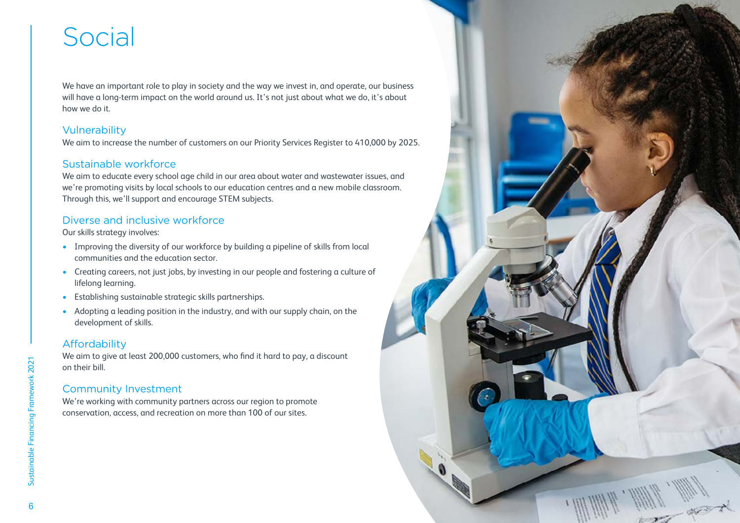# Social

We have an important role to play in society and the way we invest in, and operate, our business will have a long-term impact on the world around us. It's not just about what we do, it's about how we do it.

## Vulnerability

We aim to increase the number of customers on our Priority Services Register to 410,000 by 2025.

## Sustainable workforce

We aim to educate every school age child in our area about water and wastewater issues, and we're promoting visits by local schools to our education centres and a new mobile classroom. Through this, we'll support and encourage STEM subjects.

## Diverse and inclusive workforce

Our skills strategy involves:

- Improving the diversity of our workforce by building a pipeline of skills from local communities and the education sector.
- Creating careers, not just jobs, by investing in our people and fostering a culture of lifelong learning.
- Establishing sustainable strategic skills partnerships.
- Adopting a leading position in the industry, and with our supply chain, on the development of skills.

## Affordability

We aim to give at least 200,000 customers, who find it hard to pay, a discount on their bill.

## Community Investment

We're working with community partners across our region to promote conservation, access, and recreation on more than 100 of our sites.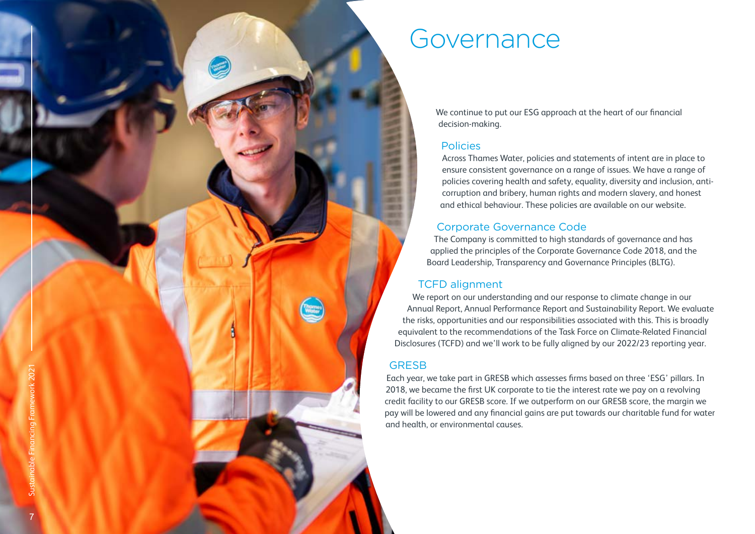# Governance

We continue to put our ESG approach at the heart of our financial decision-making.

## Policies

Across Thames Water, policies and statements of intent are in place to ensure consistent governance on a range of issues. We have a range of policies covering health and safety, equality, diversity and inclusion, anti-corruption and bribery, human rights and modern slavery, and honest and ethical behaviour. These policies are available on our website.

## Corporate Governance Code

The Company is committed to high standards of governance and has applied the principles of the Corporate Governance Code 2018, and the Board Leadership, Transparency and Governance Principles (BLTG).

## TCFD alignment

We report on our understanding and our response to climate change in our Annual Report, Annual Performance Report and Sustainability Report. We evaluate the risks, opportunities and our responsibilities associated with this. This is broadly equivalent to the recommendations of the Task Force on Climate-Related Financial Disclosures (TCFD) and we'll work to be fully aligned by our 2022/23 reporting year.

## GRESB

Each year, we take part in GRESB which assesses firms based on three 'ESG' pillars. In 2018, we became the first UK corporate to tie the interest rate we pay on a revolving credit facility to our GRESB score. If we outperform on our GRESB score, the margin we pay will be lowered and any financial gains are put towards our charitable fund for water and health, or environmental causes.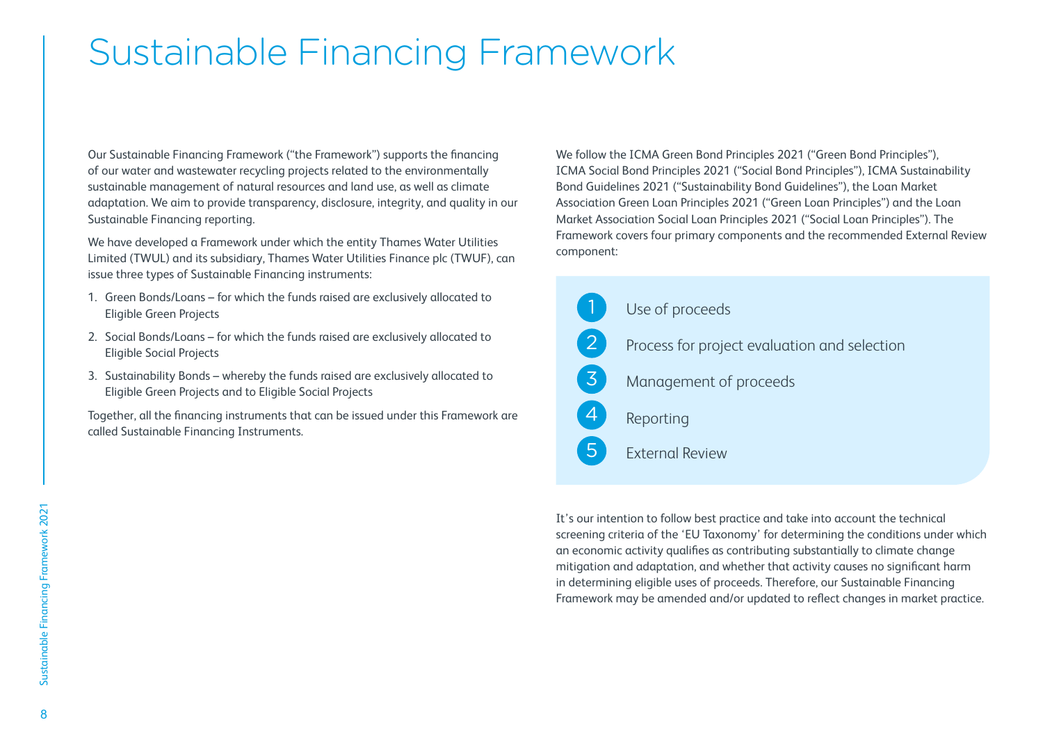# Sustainable Financing Framework

Our Sustainable Financing Framework ("the Framework") supports the financing of our water and wastewater recycling projects related to the environmentally sustainable management of natural resources and land use, as well as climate adaptation. We aim to provide transparency, disclosure, integrity, and quality in our Sustainable Financing reporting.

We have developed a Framework under which the entity Thames Water Utilities Limited (TWUL) and its subsidiary, Thames Water Utilities Finance plc (TWUF), can issue three types of Sustainable Financing instruments:

1. Green Bonds/Loans – for which the funds raised are exclusively allocated to Eligible Green Projects
2. Social Bonds/Loans – for which the funds raised are exclusively allocated to Eligible Social Projects
3. Sustainability Bonds – whereby the funds raised are exclusively allocated to Eligible Green Projects and to Eligible Social Projects

Together, all the financing instruments that can be issued under this Framework are called Sustainable Financing Instruments.

We follow the ICMA Green Bond Principles 2021 ("Green Bond Principles"), ICMA Social Bond Principles 2021 ("Social Bond Principles"), ICMA Sustainability Bond Guidelines 2021 ("Sustainability Bond Guidelines"), the Loan Market Association Green Loan Principles 2021 ("Green Loan Principles") and the Loan Market Association Social Loan Principles 2021 ("Social Loan Principles"). The Framework covers four primary components and the recommended External Review component:

1. Use of proceeds
2. Process for project evaluation and selection
3. Management of proceeds
4. Reporting
5. External Review

It's our intention to follow best practice and take into account the technical screening criteria of the 'EU Taxonomy' for determining the conditions under which an economic activity qualifies as contributing substantially to climate change mitigation and adaptation, and whether that activity causes no significant harm in determining eligible uses of proceeds. Therefore, our Sustainable Financing Framework may be amended and/or updated to reflect changes in market practice.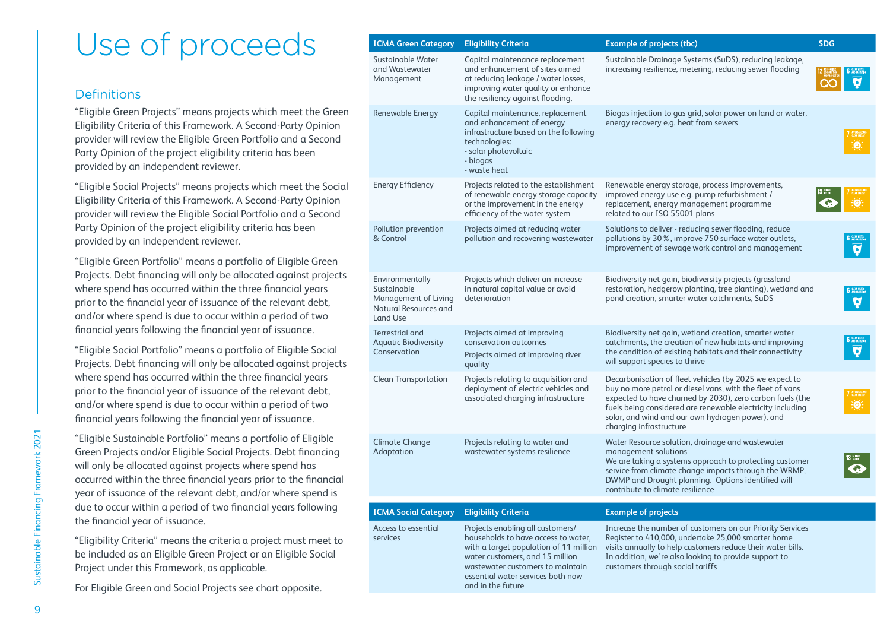# Use of proceeds

## Definitions

"Eligible Green Projects" means projects which meet the Green Eligibility Criteria of this Framework. A Second-Party Opinion provider will review the Eligible Green Portfolio and a Second Party Opinion of the project eligibility criteria has been provided by an independent reviewer.

"Eligible Social Projects" means projects which meet the Social Eligibility Criteria of this Framework. A Second-Party Opinion provider will review the Eligible Social Portfolio and a Second Party Opinion of the project eligibility criteria has been provided by an independent reviewer.

"Eligible Green Portfolio" means a portfolio of Eligible Green Projects. Debt financing will only be allocated against projects where spend has occurred within the three financial years prior to the financial year of issuance of the relevant debt, and/or where spend is due to occur within a period of two financial years following the financial year of issuance.

"Eligible Social Portfolio" means a portfolio of Eligible Social Projects. Debt financing will only be allocated against projects where spend has occurred within the three financial years prior to the financial year of issuance of the relevant debt, and/or where spend is due to occur within a period of two financial years following the financial year of issuance.

"Eligible Sustainable Portfolio" means a portfolio of Eligible Green Projects and/or Eligible Social Projects. Debt financing will only be allocated against projects where spend has occurred within the three financial years prior to the financial year of issuance of the relevant debt, and/or where spend is due to occur within a period of two financial years following the financial year of issuance.

"Eligibility Criteria" means the criteria a project must meet to be included as an Eligible Green Project or an Eligible Social Project under this Framework, as applicable.

For Eligible Green and Social Projects see chart opposite.

| ICMA Green Category | Eligibility Criteria | Example of projects (tbc) | SDG |
|---|---|---|---|
| Sustainable Water and Wastewater Management | Capital maintenance replacement and enhancement of sites aimed at reducing leakage / water losses, improving water quality or enhance the resiliency against flooding. | Sustainable Drainage Systems (SuDS), reducing leakage, increasing resilience, metering, reducing sewer flooding | 12, 6 |
| Renewable Energy | Capital maintenance, replacement and enhancement of energy infrastructure based on the following technologies:<br>- solar photovoltaic<br>- biogas<br>- waste heat | Biogas injection to gas grid, solar power on land or water, energy recovery e.g. heat from sewers | 7 |
| Energy Efficiency | Projects related to the establishment of renewable energy storage capacity or the improvement in the energy efficiency of the water system | Renewable energy storage, process improvements, improved energy use e.g. pump refurbishment / replacement, energy management programme related to our ISO 55001 plans | 13, 7 |
| Pollution prevention & Control | Projects aimed at reducing water pollution and recovering wastewater | Solutions to deliver - reducing sewer flooding, reduce pollutions by 30 %, improve 750 surface water outlets, improvement of sewage work control and management | 6 |
| Environmentally Sustainable Management of Living Natural Resources and Land Use | Projects which deliver an increase in natural capital value or avoid deterioration | Biodiversity net gain, biodiversity projects (grassland restoration, hedgerow planting, tree planting), wetland and pond creation, smarter water catchments, SuDS | 6 |
| Terrestrial and Aquatic Biodiversity Conservation | Projects aimed at improving conservation outcomes<br>Projects aimed at improving river quality | Biodiversity net gain, wetland creation, smarter water catchments, the creation of new habitats and improving the condition of existing habitats and their connectivity will support species to thrive | 6 |
| Clean Transportation | Projects relating to acquisition and deployment of electric vehicles and associated charging infrastructure | Decarbonisation of fleet vehicles (by 2025 we expect to buy no more petrol or diesel vans, with the fleet of vans expected to have churned by 2030), zero carbon fuels (the fuels being considered are renewable electricity including solar, and wind and our own hydrogen power), and charging infrastructure | 7 |
| Climate Change Adaptation | Projects relating to water and wastewater systems resilience | Water Resource solution, drainage and wastewater management solutions<br>We are taking a systems approach to protecting customer service from climate change impacts through the WRMP, DWMP and Drought planning. Options identified will contribute to climate resilience | 13 |

| ICMA Social Category | Eligibility Criteria | Example of projects |
|---|---|---|
| Access to essential services | Projects enabling all customers/ households to have access to water, with a target population of 11 million water customers, and 15 million wastewater customers to maintain essential water services both now and in the future | Increase the number of customers on our Priority Services Register to 410,000, undertake 25,000 smarter home visits annually to help customers reduce their water bills. In addition, we're also looking to provide support to customers through social tariffs |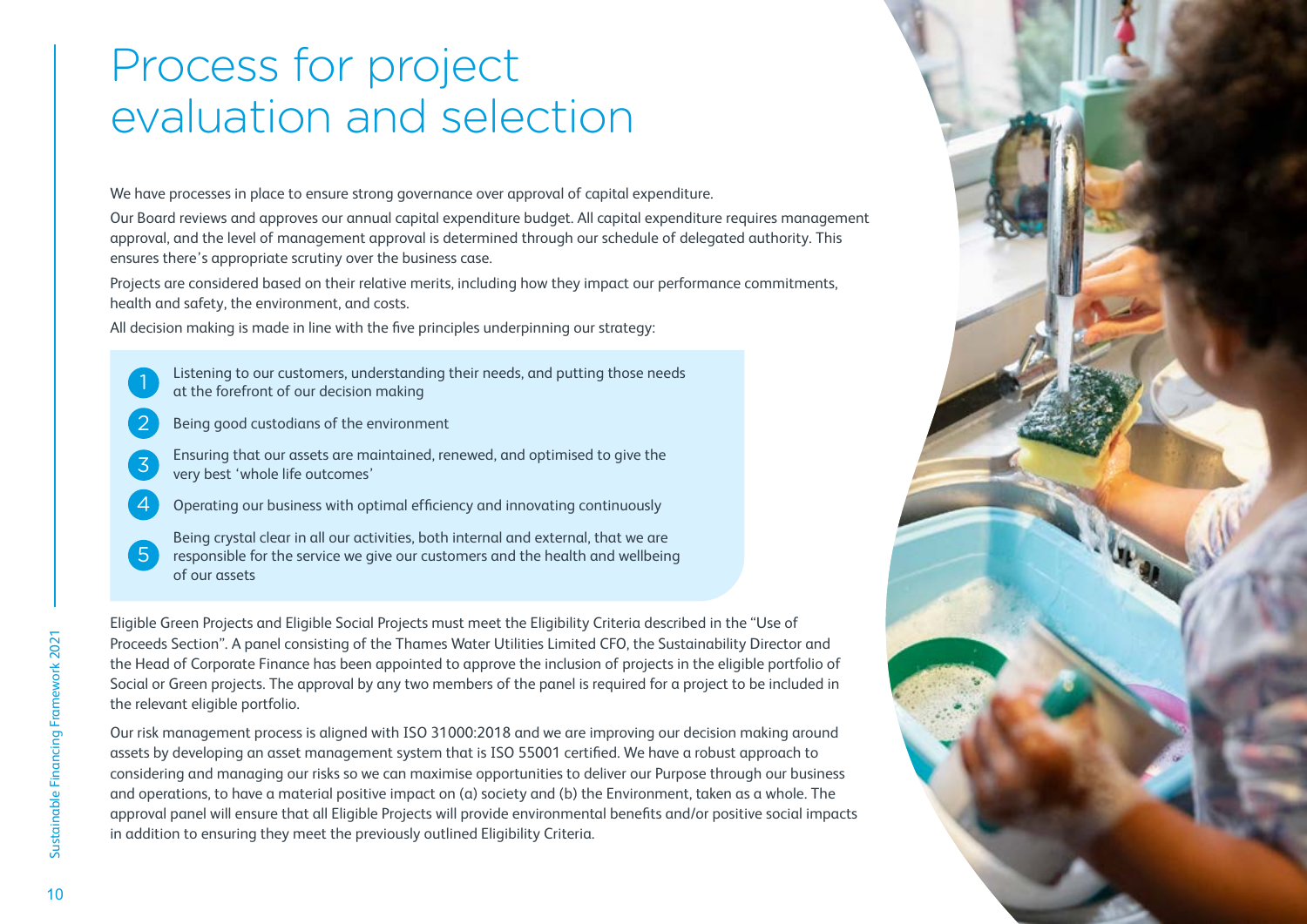# Process for project evaluation and selection

We have processes in place to ensure strong governance over approval of capital expenditure.

Our Board reviews and approves our annual capital expenditure budget. All capital expenditure requires management approval, and the level of management approval is determined through our schedule of delegated authority. This ensures there's appropriate scrutiny over the business case.

Projects are considered based on their relative merits, including how they impact our performance commitments, health and safety, the environment, and costs.

All decision making is made in line with the five principles underpinning our strategy:

1. Listening to our customers, understanding their needs, and putting those needs at the forefront of our decision making
2. Being good custodians of the environment
3. Ensuring that our assets are maintained, renewed, and optimised to give the very best 'whole life outcomes'
4. Operating our business with optimal efficiency and innovating continuously
5. Being crystal clear in all our activities, both internal and external, that we are responsible for the service we give our customers and the health and wellbeing of our assets

Eligible Green Projects and Eligible Social Projects must meet the Eligibility Criteria described in the "Use of Proceeds Section". A panel consisting of the Thames Water Utilities Limited CFO, the Sustainability Director and the Head of Corporate Finance has been appointed to approve the inclusion of projects in the eligible portfolio of Social or Green projects. The approval by any two members of the panel is required for a project to be included in the relevant eligible portfolio.

Our risk management process is aligned with ISO 31000:2018 and we are improving our decision making around assets by developing an asset management system that is ISO 55001 certified. We have a robust approach to considering and managing our risks so we can maximise opportunities to deliver our Purpose through our business and operations, to have a material positive impact on (a) society and (b) the Environment, taken as a whole. The approval panel will ensure that all Eligible Projects will provide environmental benefits and/or positive social impacts in addition to ensuring they meet the previously outlined Eligibility Criteria.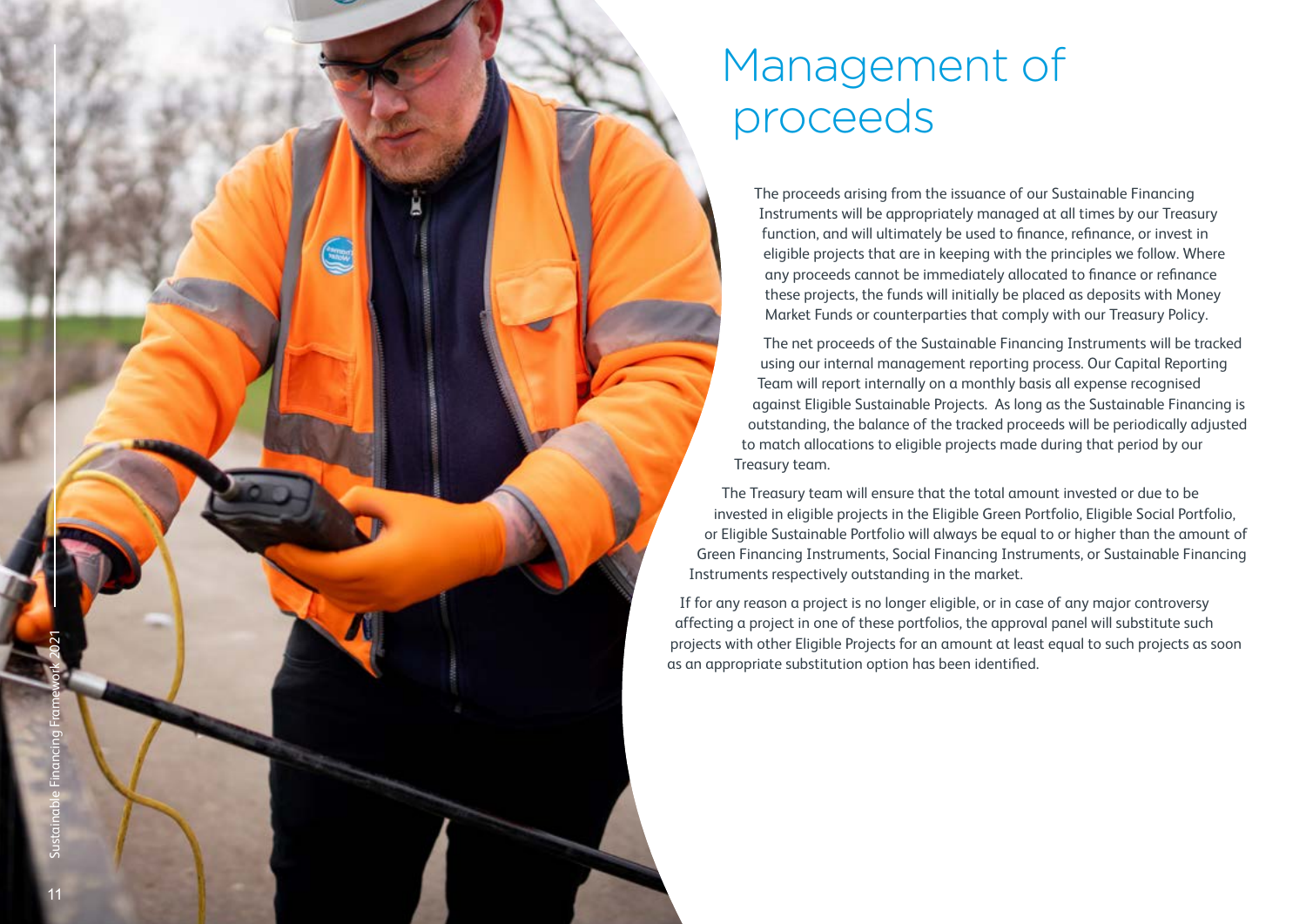# Management of proceeds

The proceeds arising from the issuance of our Sustainable Financing Instruments will be appropriately managed at all times by our Treasury function, and will ultimately be used to finance, refinance, or invest in eligible projects that are in keeping with the principles we follow. Where any proceeds cannot be immediately allocated to finance or refinance these projects, the funds will initially be placed as deposits with Money Market Funds or counterparties that comply with our Treasury Policy.

The net proceeds of the Sustainable Financing Instruments will be tracked using our internal management reporting process. Our Capital Reporting Team will report internally on a monthly basis all expense recognised against Eligible Sustainable Projects. As long as the Sustainable Financing is outstanding, the balance of the tracked proceeds will be periodically adjusted to match allocations to eligible projects made during that period by our Treasury team.

The Treasury team will ensure that the total amount invested or due to be invested in eligible projects in the Eligible Green Portfolio, Eligible Social Portfolio, or Eligible Sustainable Portfolio will always be equal to or higher than the amount of Green Financing Instruments, Social Financing Instruments, or Sustainable Financing Instruments respectively outstanding in the market.

If for any reason a project is no longer eligible, or in case of any major controversy affecting a project in one of these portfolios, the approval panel will substitute such projects with other Eligible Projects for an amount at least equal to such projects as soon as an appropriate substitution option has been identified.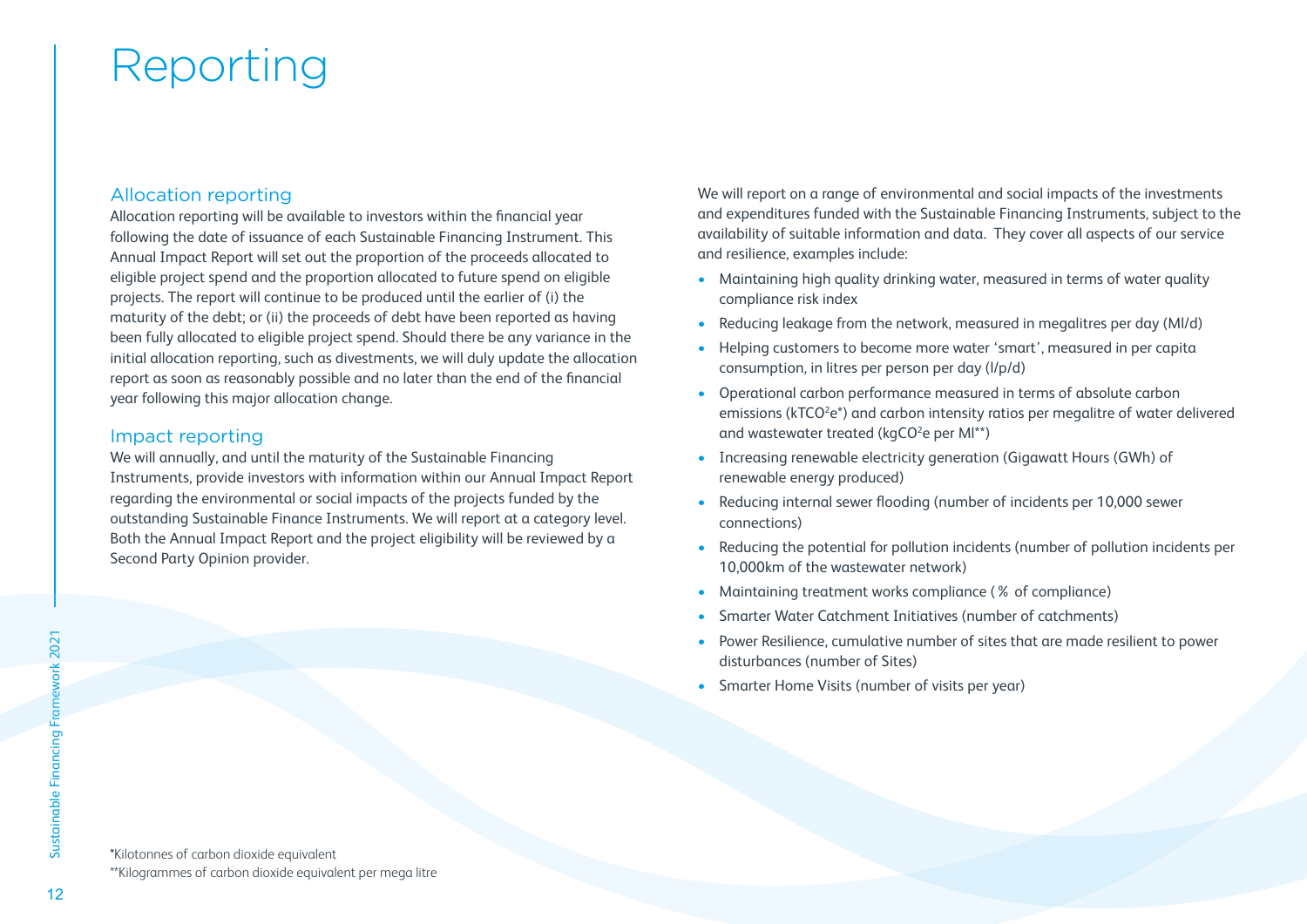# Reporting

## Allocation reporting

Allocation reporting will be available to investors within the financial year following the date of issuance of each Sustainable Financing Instrument. This Annual Impact Report will set out the proportion of the proceeds allocated to eligible project spend and the proportion allocated to future spend on eligible projects. The report will continue to be produced until the earlier of (i) the maturity of the debt; or (ii) the proceeds of debt have been reported as having been fully allocated to eligible project spend. Should there be any variance in the initial allocation reporting, such as divestments, we will duly update the allocation report as soon as reasonably possible and no later than the end of the financial year following this major allocation change.

## Impact reporting

We will annually, and until the maturity of the Sustainable Financing Instruments, provide investors with information within our Annual Impact Report regarding the environmental or social impacts of the projects funded by the outstanding Sustainable Finance Instruments. We will report at a category level. Both the Annual Impact Report and the project eligibility will be reviewed by a Second Party Opinion provider.

We will report on a range of environmental and social impacts of the investments and expenditures funded with the Sustainable Financing Instruments, subject to the availability of suitable information and data. They cover all aspects of our service and resilience, examples include:

- Maintaining high quality drinking water, measured in terms of water quality compliance risk index
- Reducing leakage from the network, measured in megalitres per day (Ml/d)
- Helping customers to become more water 'smart', measured in per capita consumption, in litres per person per day (l/p/d)
- Operational carbon performance measured in terms of absolute carbon emissions ($kTCO^2e$*) and carbon intensity ratios per megalitre of water delivered and wastewater treated ($kgCO^2e$ per Ml**)
- Increasing renewable electricity generation (Gigawatt Hours (GWh) of renewable energy produced)
- Reducing internal sewer flooding (number of incidents per 10,000 sewer connections)
- Reducing the potential for pollution incidents (number of pollution incidents per 10,000km of the wastewater network)
- Maintaining treatment works compliance ( % of compliance)
- Smarter Water Catchment Initiatives (number of catchments)
- Power Resilience, cumulative number of sites that are made resilient to power disturbances (number of Sites)
- Smarter Home Visits (number of visits per year)

*Kilotonnes of carbon dioxide equivalent
**Kilogrammes of carbon dioxide equivalent per mega litre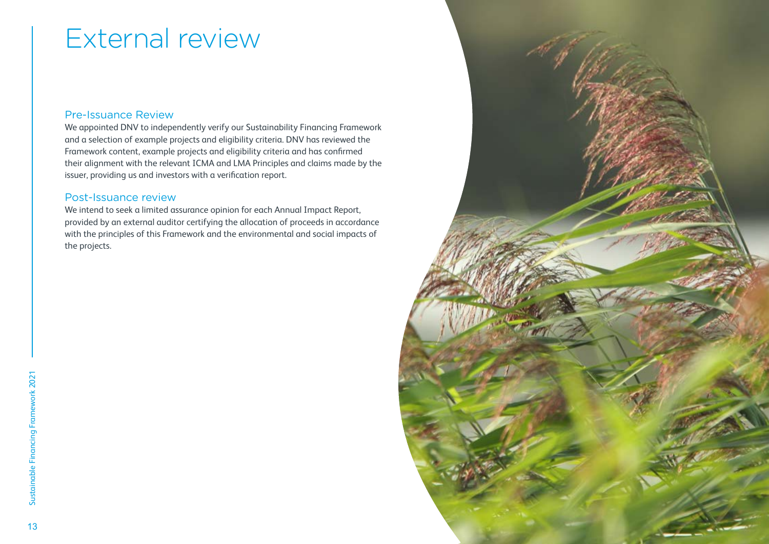# External review

## Pre-Issuance Review

We appointed DNV to independently verify our Sustainability Financing Framework and a selection of example projects and eligibility criteria. DNV has reviewed the Framework content, example projects and eligibility criteria and has confirmed their alignment with the relevant ICMA and LMA Principles and claims made by the issuer, providing us and investors with a verification report.

## Post-Issuance review

We intend to seek a limited assurance opinion for each Annual Impact Report, provided by an external auditor certifying the allocation of proceeds in accordance with the principles of this Framework and the environmental and social impacts of the projects.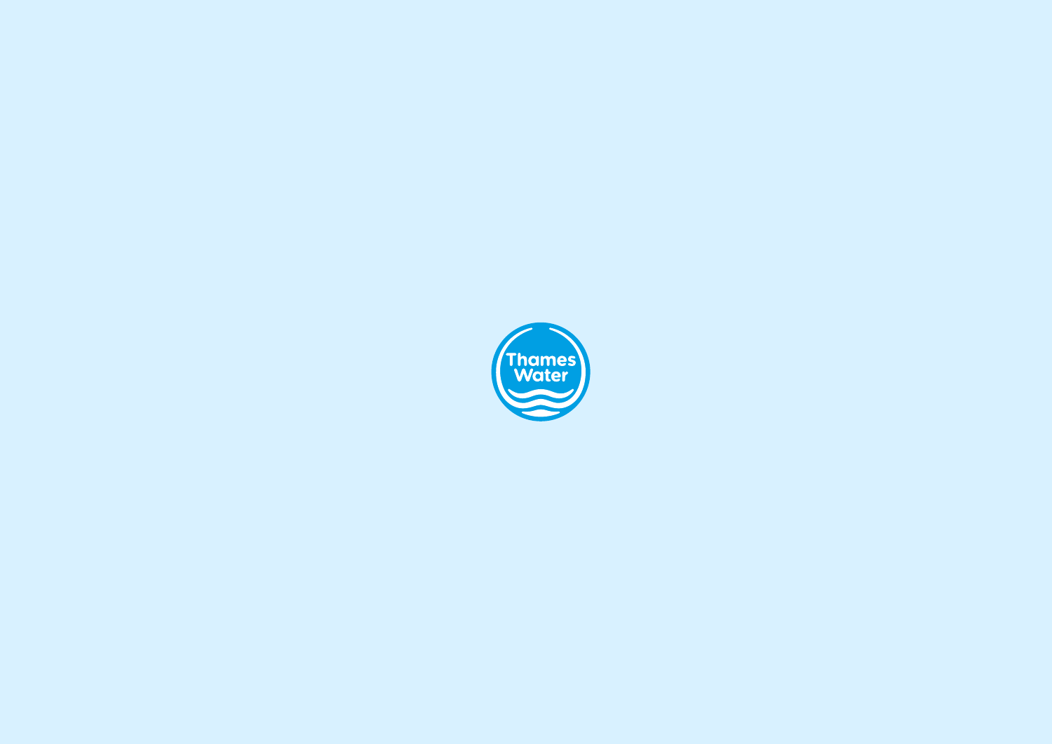Thames Water